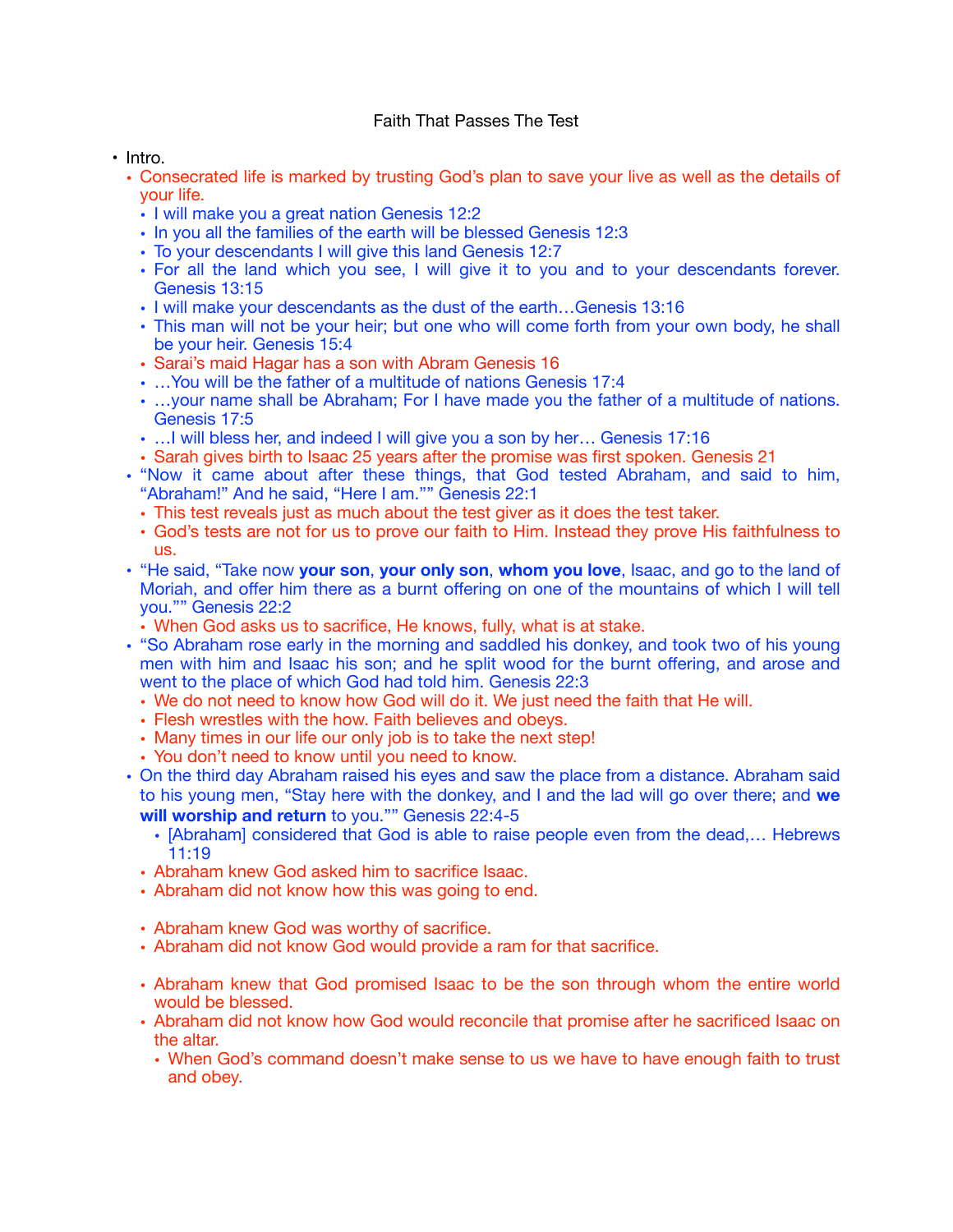# Faith That Passes The Test

- Intro.
  - Consecrated life is marked by trusting God's plan to save your live as well as the details of your life.
    - I will make you a great nation Genesis 12:2
    - In you all the families of the earth will be blessed Genesis 12:3
    - To your descendants I will give this land Genesis 12:7
    - For all the land which you see, I will give it to you and to your descendants forever. Genesis 13:15
    - I will make your descendants as the dust of the earth…Genesis 13:16
    - This man will not be your heir; but one who will come forth from your own body, he shall be your heir. Genesis 15:4
    - Sarai's maid Hagar has a son with Abram Genesis 16
    - …You will be the father of a multitude of nations Genesis 17:4
    - …your name shall be Abraham; For I have made you the father of a multitude of nations. Genesis 17:5
    - …I will bless her, and indeed I will give you a son by her… Genesis 17:16
    - Sarah gives birth to Isaac 25 years after the promise was first spoken. Genesis 21
  - "Now it came about after these things, that God tested Abraham, and said to him, "Abraham!" And he said, "Here I am."" Genesis 22:1
    - This test reveals just as much about the test giver as it does the test taker.
    - God's tests are not for us to prove our faith to Him. Instead they prove His faithfulness to us.
  - "He said, "Take now **your son**, **your only son**, **whom you love**, Isaac, and go to the land of Moriah, and offer him there as a burnt offering on one of the mountains of which I will tell you."" Genesis 22:2
    - When God asks us to sacrifice, He knows, fully, what is at stake.
  - "So Abraham rose early in the morning and saddled his donkey, and took two of his young men with him and Isaac his son; and he split wood for the burnt offering, and arose and went to the place of which God had told him. Genesis 22:3
    - We do not need to know how God will do it. We just need the faith that He will.
    - Flesh wrestles with the how. Faith believes and obeys.
    - Many times in our life our only job is to take the next step!
    - You don't need to know until you need to know.
  - On the third day Abraham raised his eyes and saw the place from a distance. Abraham said to his young men, "Stay here with the donkey, and I and the lad will go over there; and **we will worship and return** to you."" Genesis 22:4-5
      - [Abraham] considered that God is able to raise people even from the dead,… Hebrews 11:19
    - Abraham knew God asked him to sacrifice Isaac.
    - Abraham did not know how this was going to end.

    - Abraham knew God was worthy of sacrifice.
    - Abraham did not know God would provide a ram for that sacrifice.

    - Abraham knew that God promised Isaac to be the son through whom the entire world would be blessed.
    - Abraham did not know how God would reconcile that promise after he sacrificed Isaac on the altar.
      - When God's command doesn't make sense to us we have to have enough faith to trust and obey.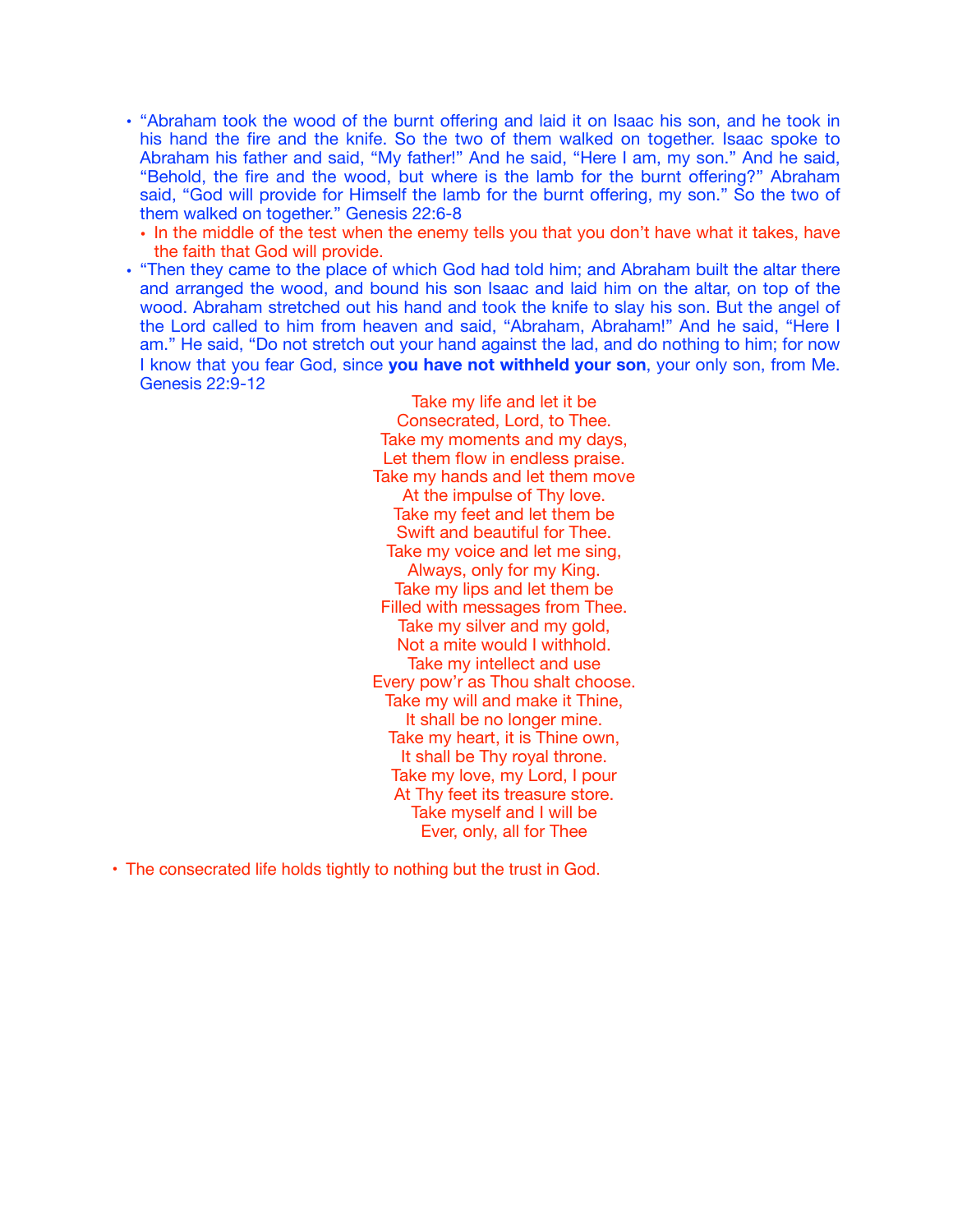- “Abraham took the wood of the burnt offering and laid it on Isaac his son, and he took in his hand the fire and the knife. So the two of them walked on together. Isaac spoke to Abraham his father and said, “My father!” And he said, “Here I am, my son.” And he said, “Behold, the fire and the wood, but where is the lamb for the burnt offering?” Abraham said, “God will provide for Himself the lamb for the burnt offering, my son.” So the two of them walked on together.” Genesis 22:6-8
  - In the middle of the test when the enemy tells you that you don’t have what it takes, have the faith that God will provide.
- “Then they came to the place of which God had told him; and Abraham built the altar there and arranged the wood, and bound his son Isaac and laid him on the altar, on top of the wood. Abraham stretched out his hand and took the knife to slay his son. But the angel of the Lord called to him from heaven and said, “Abraham, Abraham!” And he said, “Here I am.” He said, “Do not stretch out your hand against the lad, and do nothing to him; for now I know that you fear God, since **you have not withheld your son**, your only son, from Me. Genesis 22:9-12

Take my life and let it be
Consecrated, Lord, to Thee.
Take my moments and my days,
Let them flow in endless praise.
Take my hands and let them move
At the impulse of Thy love.
Take my feet and let them be
Swift and beautiful for Thee.
Take my voice and let me sing,
Always, only for my King.
Take my lips and let them be
Filled with messages from Thee.
Take my silver and my gold,
Not a mite would I withhold.
Take my intellect and use
Every pow’r as Thou shalt choose.
Take my will and make it Thine,
It shall be no longer mine.
Take my heart, it is Thine own,
It shall be Thy royal throne.
Take my love, my Lord, I pour
At Thy feet its treasure store.
Take myself and I will be
Ever, only, all for Thee

- The consecrated life holds tightly to nothing but the trust in God.